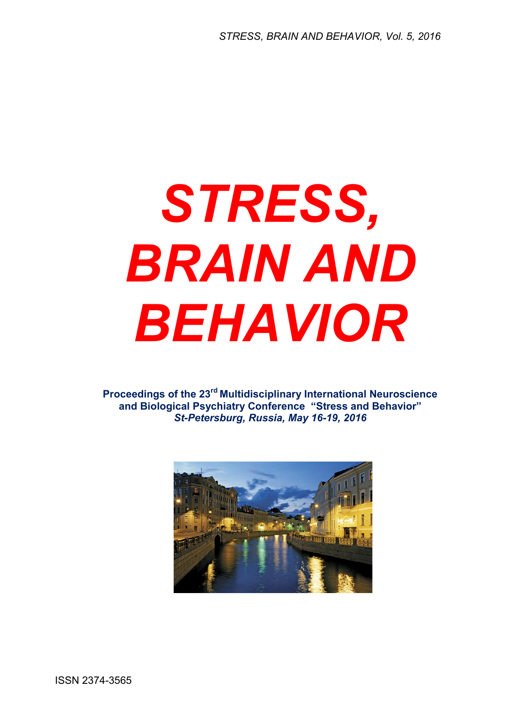# STRESS, BRAIN AND BEHAVIOR

**Proceedings of the 23rd Multidisciplinary International Neuroscience and Biological Psychiatry Conference "Stress and Behavior"**
***St-Petersburg, Russia, May 16-19, 2016***

ISSN 2374-3565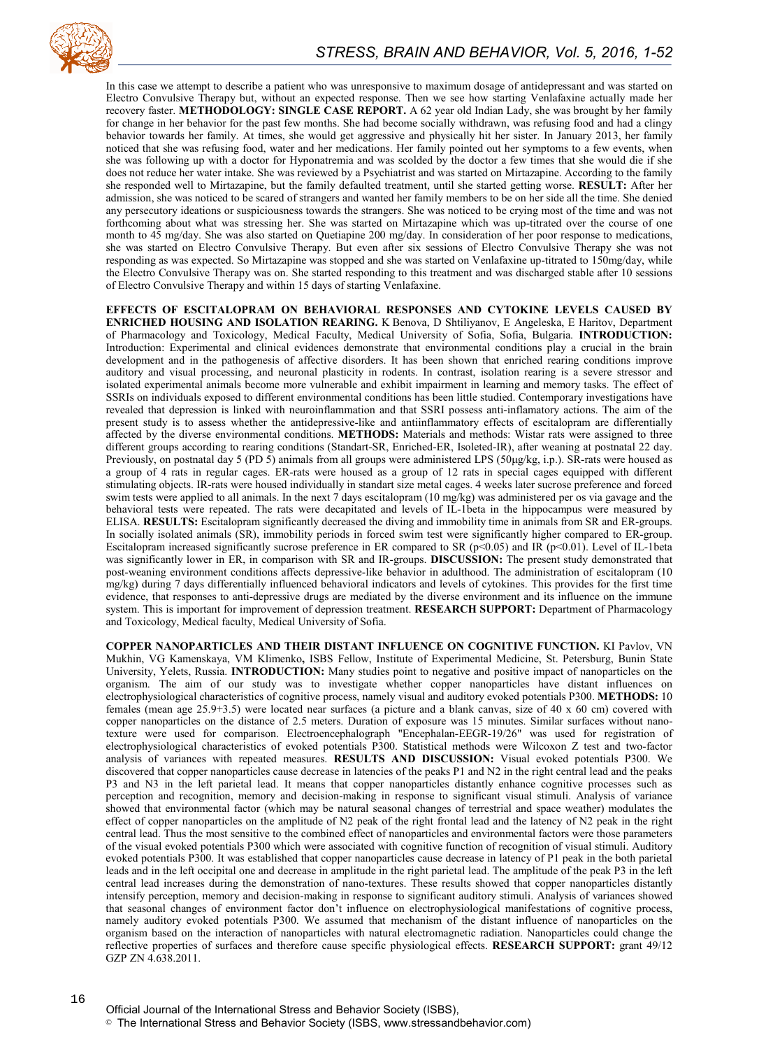In this case we attempt to describe a patient who was unresponsive to maximum dosage of antidepressant and was started on Electro Convulsive Therapy but, without an expected response. Then we see how starting Venlafaxine actually made her recovery faster. **METHODOLOGY: SINGLE CASE REPORT.** A 62 year old Indian Lady, she was brought by her family for change in her behavior for the past few months. She had become socially withdrawn, was refusing food and had a clingy behavior towards her family. At times, she would get aggressive and physically hit her sister. In January 2013, her family noticed that she was refusing food, water and her medications. Her family pointed out her symptoms to a few events, when she was following up with a doctor for Hyponatremia and was scolded by the doctor a few times that she would die if she does not reduce her water intake. She was reviewed by a Psychiatrist and was started on Mirtazapine. According to the family she responded well to Mirtazapine, but the family defaulted treatment, until she started getting worse. **RESULT:** After her admission, she was noticed to be scared of strangers and wanted her family members to be on her side all the time. She denied any persecutory ideations or suspiciousness towards the strangers. She was noticed to be crying most of the time and was not forthcoming about what was stressing her. She was started on Mirtazapine which was up-titrated over the course of one month to 45 mg/day. She was also started on Quetiapine 200 mg/day. In consideration of her poor response to medications, she was started on Electro Convulsive Therapy. But even after six sessions of Electro Convulsive Therapy she was not responding as was expected. So Mirtazapine was stopped and she was started on Venlafaxine up-titrated to 150mg/day, while the Electro Convulsive Therapy was on. She started responding to this treatment and was discharged stable after 10 sessions of Electro Convulsive Therapy and within 15 days of starting Venlafaxine.

**EFFECTS OF ESCITALOPRAM ON BEHAVIORAL RESPONSES AND CYTOKINE LEVELS CAUSED BY ENRICHED HOUSING AND ISOLATION REARING.** K Benova, D Shtiliyanov, E Angeleska, E Haritov, Department of Pharmacology and Toxicology, Medical Faculty, Medical University of Sofia, Sofia, Bulgaria. **INTRODUCTION:** Introduction: Experimental and clinical evidences demonstrate that environmental conditions play a crucial in the brain development and in the pathogenesis of affective disorders. It has been shown that enriched rearing conditions improve auditory and visual processing, and neuronal plasticity in rodents. In contrast, isolation rearing is a severe stressor and isolated experimental animals become more vulnerable and exhibit impairment in learning and memory tasks. The effect of SSRIs on individuals exposed to different environmental conditions has been little studied. Contemporary investigations have revealed that depression is linked with neuroinflammation and that SSRI possess anti-inflamatory actions. The aim of the present study is to assess whether the antidepressive-like and antiinflammatory effects of escitalopram are differentially affected by the diverse environmental conditions. **METHODS:** Materials and methods: Wistar rats were assigned to three different groups according to rearing conditions (Standart-SR, Enriched-ER, Isoleted-IR), after weaning at postnatal 22 day. Previously, on postnatal day 5 (PD 5) animals from all groups were administered LPS (50µg/kg, i.p.). SR-rats were housed as a group of 4 rats in regular cages. ER-rats were housed as a group of 12 rats in special cages equipped with different stimulating objects. IR-rats were housed individually in standart size metal cages. 4 weeks later sucrose preference and forced swim tests were applied to all animals. In the next 7 days escitalopram (10 mg/kg) was administered per os via gavage and the behavioral tests were repeated. The rats were decapitated and levels of IL-1beta in the hippocampus were measured by ELISA. **RESULTS:** Escitalopram significantly decreased the diving and immobility time in animals from SR and ER-groups. In socially isolated animals (SR), immobility periods in forced swim test were significantly higher compared to ER-group. Escitalopram increased significantly sucrose preference in ER compared to SR ($p<0.05$) and IR ($p<0.01$). Level of IL-1beta was significantly lower in ER, in comparison with SR and IR-groups. **DISCUSSION:** The present study demonstrated that post-weaning environment conditions affects depressive-like behavior in adulthood. The administration of escitalopram (10 mg/kg) during 7 days differentially influenced behavioral indicators and levels of cytokines. This provides for the first time evidence, that responses to anti-depressive drugs are mediated by the diverse environment and its influence on the immune system. This is important for improvement of depression treatment. **RESEARCH SUPPORT:** Department of Pharmacology and Toxicology, Medical faculty, Medical University of Sofia.

**COPPER NANOPARTICLES AND THEIR DISTANT INFLUENCE ON COGNITIVE FUNCTION.** KI Pavlov, VN Mukhin, VG Kamenskaya, VM Klimenko**,** ISBS Fellow, Institute of Experimental Medicine, St. Petersburg, Bunin State University, Yelets, Russia. **INTRODUCTION:** Many studies point to negative and positive impact of nanoparticles on the organism. The aim of our study was to investigate whether copper nanoparticles have distant influences on electrophysiological characteristics of cognitive process, namely visual and auditory evoked potentials P300. **METHODS:** 10 females (mean age 25.9+3.5) were located near surfaces (a picture and a blank canvas, size of 40 x 60 cm) covered with copper nanoparticles on the distance of 2.5 meters. Duration of exposure was 15 minutes. Similar surfaces without nano-texture were used for comparison. Electroencephalograph "Encephalan-EEGR-19/26" was used for registration of electrophysiological characteristics of evoked potentials P300. Statistical methods were Wilcoxon Z test and two-factor analysis of variances with repeated measures. **RESULTS AND DISCUSSION:** Visual evoked potentials P300. We discovered that copper nanoparticles cause decrease in latencies of the peaks P1 and N2 in the right central lead and the peaks P3 and N3 in the left parietal lead. It means that copper nanoparticles distantly enhance cognitive processes such as perception and recognition, memory and decision-making in response to significant visual stimuli. Analysis of variance showed that environmental factor (which may be natural seasonal changes of terrestrial and space weather) modulates the effect of copper nanoparticles on the amplitude of N2 peak of the right frontal lead and the latency of N2 peak in the right central lead. Thus the most sensitive to the combined effect of nanoparticles and environmental factors were those parameters of the visual evoked potentials P300 which were associated with cognitive function of recognition of visual stimuli. Auditory evoked potentials P300. It was established that copper nanoparticles cause decrease in latency of P1 peak in the both parietal leads and in the left occipital one and decrease in amplitude in the right parietal lead. The amplitude of the peak P3 in the left central lead increases during the demonstration of nano-textures. These results showed that copper nanoparticles distantly intensify perception, memory and decision-making in response to significant auditory stimuli. Analysis of variances showed that seasonal changes of environment factor don't influence on electrophysiological manifestations of cognitive process, namely auditory evoked potentials P300. We assumed that mechanism of the distant influence of nanoparticles on the organism based on the interaction of nanoparticles with natural electromagnetic radiation. Nanoparticles could change the reflective properties of surfaces and therefore cause specific physiological effects. **RESEARCH SUPPORT:** grant 49/12 GZP ZN 4.638.2011.